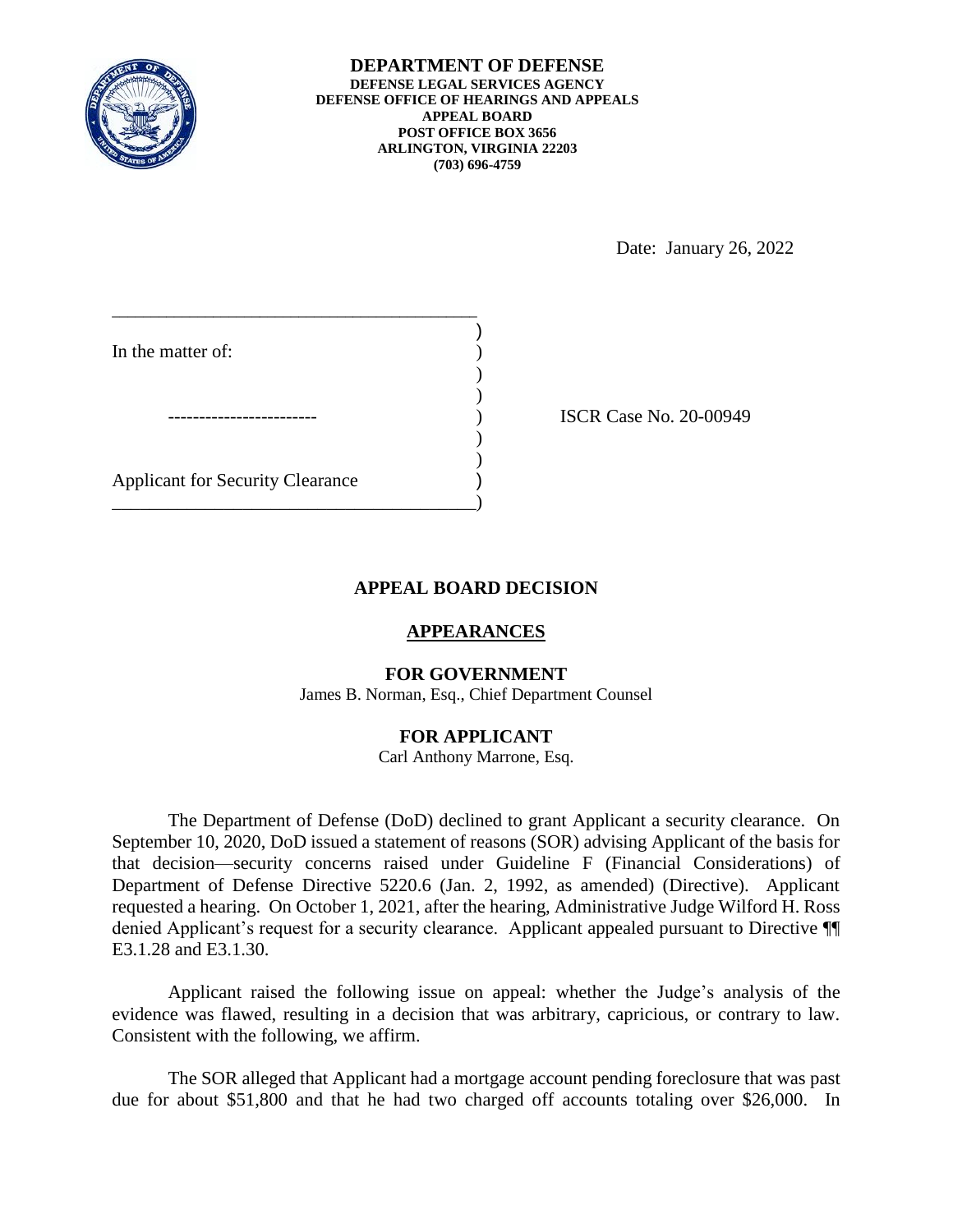**DEPARTMENT OF DEFENSE**
**DEFENSE LEGAL SERVICES AGENCY**
**DEFENSE OFFICE OF HEARINGS AND APPEALS**
**APPEAL BOARD**
**POST OFFICE BOX 3656**
**ARLINGTON, VIRGINIA 22203**
**(703) 696-4759**

Date: January 26, 2022

In the matter of:

------------------------

Applicant for Security Clearance

ISCR Case No. 20-00949

## APPEAL BOARD DECISION

### APPEARANCES

**FOR GOVERNMENT**
James B. Norman, Esq., Chief Department Counsel

**FOR APPLICANT**
Carl Anthony Marrone, Esq.

The Department of Defense (DoD) declined to grant Applicant a security clearance. On September 10, 2020, DoD issued a statement of reasons (SOR) advising Applicant of the basis for that decision—security concerns raised under Guideline F (Financial Considerations) of Department of Defense Directive 5220.6 (Jan. 2, 1992, as amended) (Directive). Applicant requested a hearing. On October 1, 2021, after the hearing, Administrative Judge Wilford H. Ross denied Applicant's request for a security clearance. Applicant appealed pursuant to Directive ¶¶ E3.1.28 and E3.1.30.

Applicant raised the following issue on appeal: whether the Judge's analysis of the evidence was flawed, resulting in a decision that was arbitrary, capricious, or contrary to law. Consistent with the following, we affirm.

The SOR alleged that Applicant had a mortgage account pending foreclosure that was past due for about $51,800 and that he had two charged off accounts totaling over $26,000. In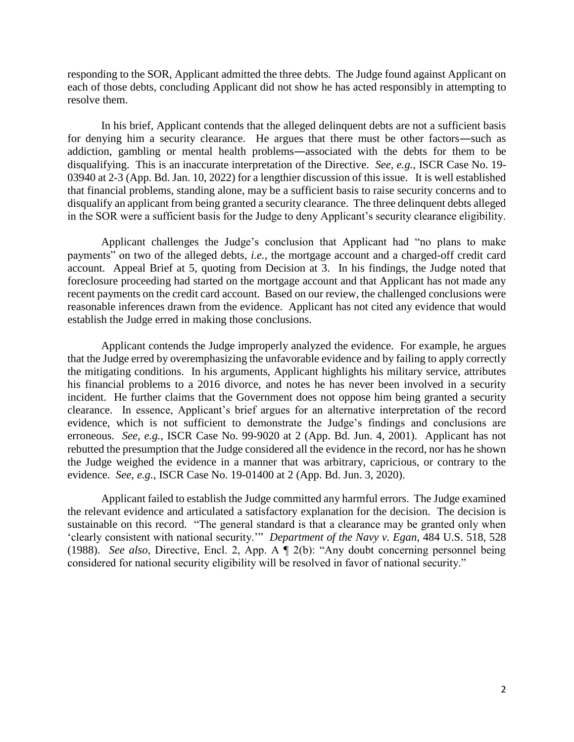responding to the SOR, Applicant admitted the three debts. The Judge found against Applicant on each of those debts, concluding Applicant did not show he has acted responsibly in attempting to resolve them.

In his brief, Applicant contends that the alleged delinquent debts are not a sufficient basis for denying him a security clearance. He argues that there must be other factors—such as addiction, gambling or mental health problems—associated with the debts for them to be disqualifying. This is an inaccurate interpretation of the Directive. *See, e.g.*, ISCR Case No. 19-03940 at 2-3 (App. Bd. Jan. 10, 2022) for a lengthier discussion of this issue. It is well established that financial problems, standing alone, may be a sufficient basis to raise security concerns and to disqualify an applicant from being granted a security clearance. The three delinquent debts alleged in the SOR were a sufficient basis for the Judge to deny Applicant's security clearance eligibility.

Applicant challenges the Judge's conclusion that Applicant had "no plans to make payments" on two of the alleged debts, *i.e.*, the mortgage account and a charged-off credit card account. Appeal Brief at 5, quoting from Decision at 3. In his findings, the Judge noted that foreclosure proceeding had started on the mortgage account and that Applicant has not made any recent payments on the credit card account. Based on our review, the challenged conclusions were reasonable inferences drawn from the evidence. Applicant has not cited any evidence that would establish the Judge erred in making those conclusions.

Applicant contends the Judge improperly analyzed the evidence. For example, he argues that the Judge erred by overemphasizing the unfavorable evidence and by failing to apply correctly the mitigating conditions. In his arguments, Applicant highlights his military service, attributes his financial problems to a 2016 divorce, and notes he has never been involved in a security incident. He further claims that the Government does not oppose him being granted a security clearance. In essence, Applicant's brief argues for an alternative interpretation of the record evidence, which is not sufficient to demonstrate the Judge's findings and conclusions are erroneous. *See, e.g.*, ISCR Case No. 99-9020 at 2 (App. Bd. Jun. 4, 2001). Applicant has not rebutted the presumption that the Judge considered all the evidence in the record, nor has he shown the Judge weighed the evidence in a manner that was arbitrary, capricious, or contrary to the evidence. *See, e.g.*, ISCR Case No. 19-01400 at 2 (App. Bd. Jun. 3, 2020).

Applicant failed to establish the Judge committed any harmful errors. The Judge examined the relevant evidence and articulated a satisfactory explanation for the decision. The decision is sustainable on this record. "The general standard is that a clearance may be granted only when 'clearly consistent with national security.'" *Department of the Navy v. Egan*, 484 U.S. 518, 528 (1988). *See also*, Directive, Encl. 2, App. A ¶ 2(b): "Any doubt concerning personnel being considered for national security eligibility will be resolved in favor of national security."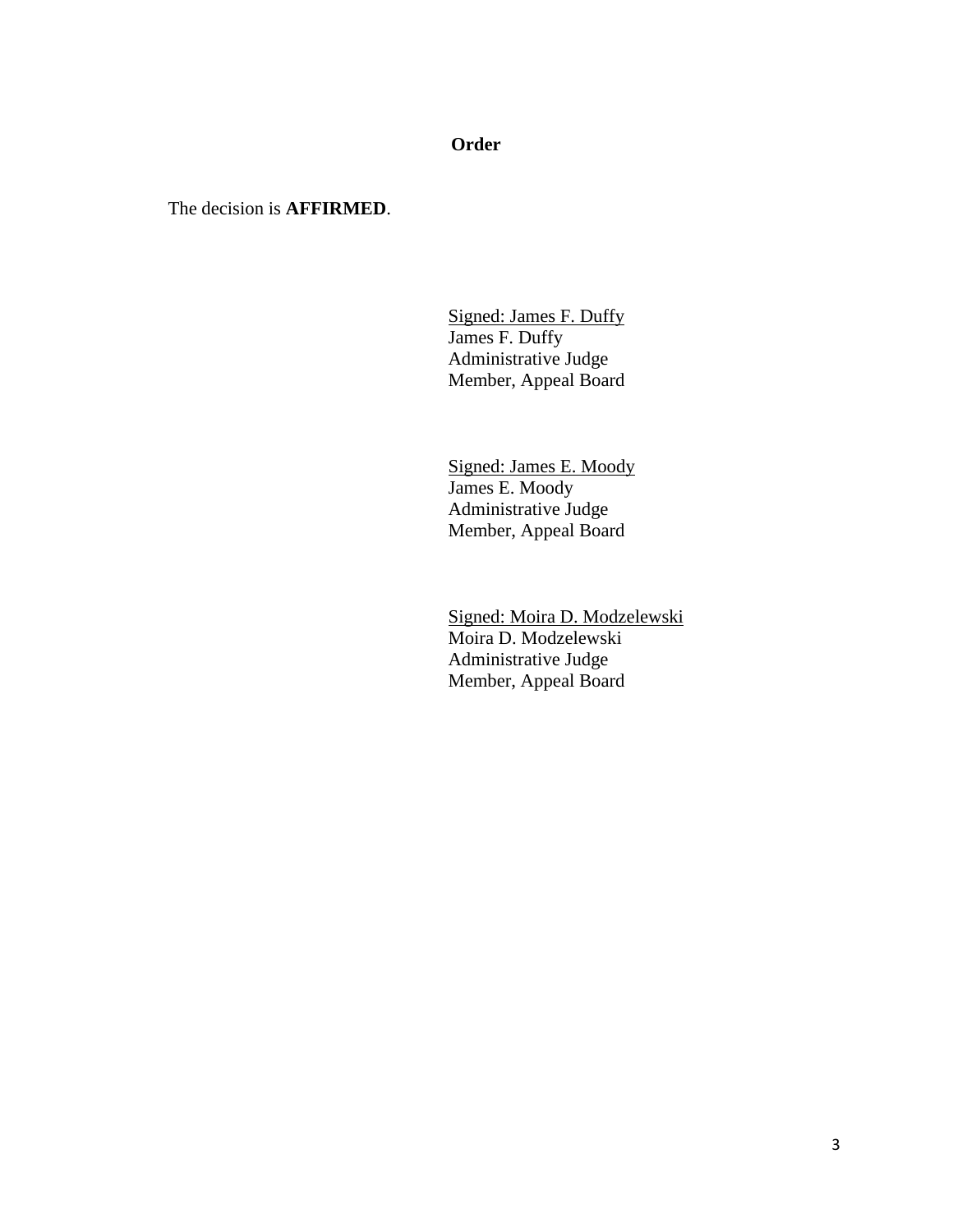**Order**

The decision is **AFFIRMED**.

Signed: James F. Duffy
James F. Duffy
Administrative Judge
Member, Appeal Board

Signed: James E. Moody
James E. Moody
Administrative Judge
Member, Appeal Board

Signed: Moira D. Modzelewski
Moira D. Modzelewski
Administrative Judge
Member, Appeal Board